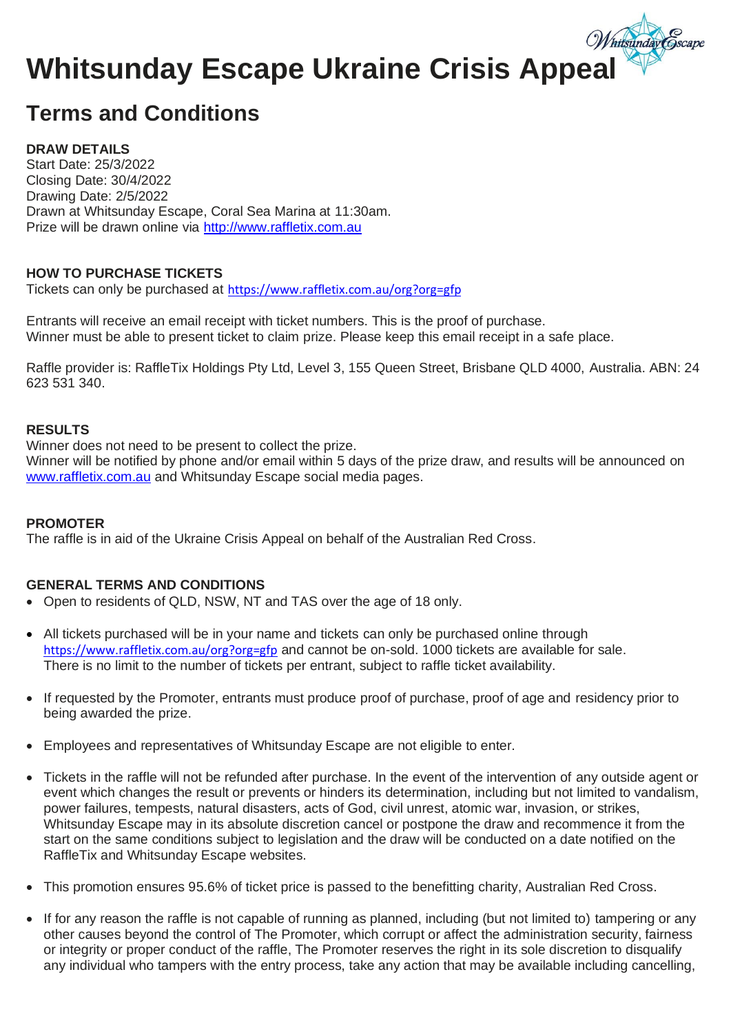# Whitsunday Escape Ukraine Crisis Appeal

## Terms and Conditions

**DRAW DETAILS**
Start Date: 25/3/2022
Closing Date: 30/4/2022
Drawing Date: 2/5/2022
Drawn at Whitsunday Escape, Coral Sea Marina at 11:30am.
Prize will be drawn online via [http://www.raffletix.com.au](http://www.raffletix.com.au)

**HOW TO PURCHASE TICKETS**
Tickets can only be purchased at [https://www.raffletix.com.au/org?org=gfp](https://www.raffletix.com.au/org?org=gfp)

Entrants will receive an email receipt with ticket numbers. This is the proof of purchase.
Winner must be able to present ticket to claim prize. Please keep this email receipt in a safe place.

Raffle provider is: RaffleTix Holdings Pty Ltd, Level 3, 155 Queen Street, Brisbane QLD 4000, Australia. ABN: 24 623 531 340.

**RESULTS**
Winner does not need to be present to collect the prize.
Winner will be notified by phone and/or email within 5 days of the prize draw, and results will be announced on [www.raffletix.com.au](http://www.raffletix.com.au) and Whitsunday Escape social media pages.

**PROMOTER**
The raffle is in aid of the Ukraine Crisis Appeal on behalf of the Australian Red Cross.

**GENERAL TERMS AND CONDITIONS**

- Open to residents of QLD, NSW, NT and TAS over the age of 18 only.
- All tickets purchased will be in your name and tickets can only be purchased online through [https://www.raffletix.com.au/org?org=gfp](https://www.raffletix.com.au/org?org=gfp) and cannot be on-sold. 1000 tickets are available for sale. There is no limit to the number of tickets per entrant, subject to raffle ticket availability.
- If requested by the Promoter, entrants must produce proof of purchase, proof of age and residency prior to being awarded the prize.
- Employees and representatives of Whitsunday Escape are not eligible to enter.
- Tickets in the raffle will not be refunded after purchase. In the event of the intervention of any outside agent or event which changes the result or prevents or hinders its determination, including but not limited to vandalism, power failures, tempests, natural disasters, acts of God, civil unrest, atomic war, invasion, or strikes, Whitsunday Escape may in its absolute discretion cancel or postpone the draw and recommence it from the start on the same conditions subject to legislation and the draw will be conducted on a date notified on the RaffleTix and Whitsunday Escape websites.
- This promotion ensures 95.6% of ticket price is passed to the benefitting charity, Australian Red Cross.
- If for any reason the raffle is not capable of running as planned, including (but not limited to) tampering or any other causes beyond the control of The Promoter, which corrupt or affect the administration security, fairness or integrity or proper conduct of the raffle, The Promoter reserves the right in its sole discretion to disqualify any individual who tampers with the entry process, take any action that may be available including cancelling,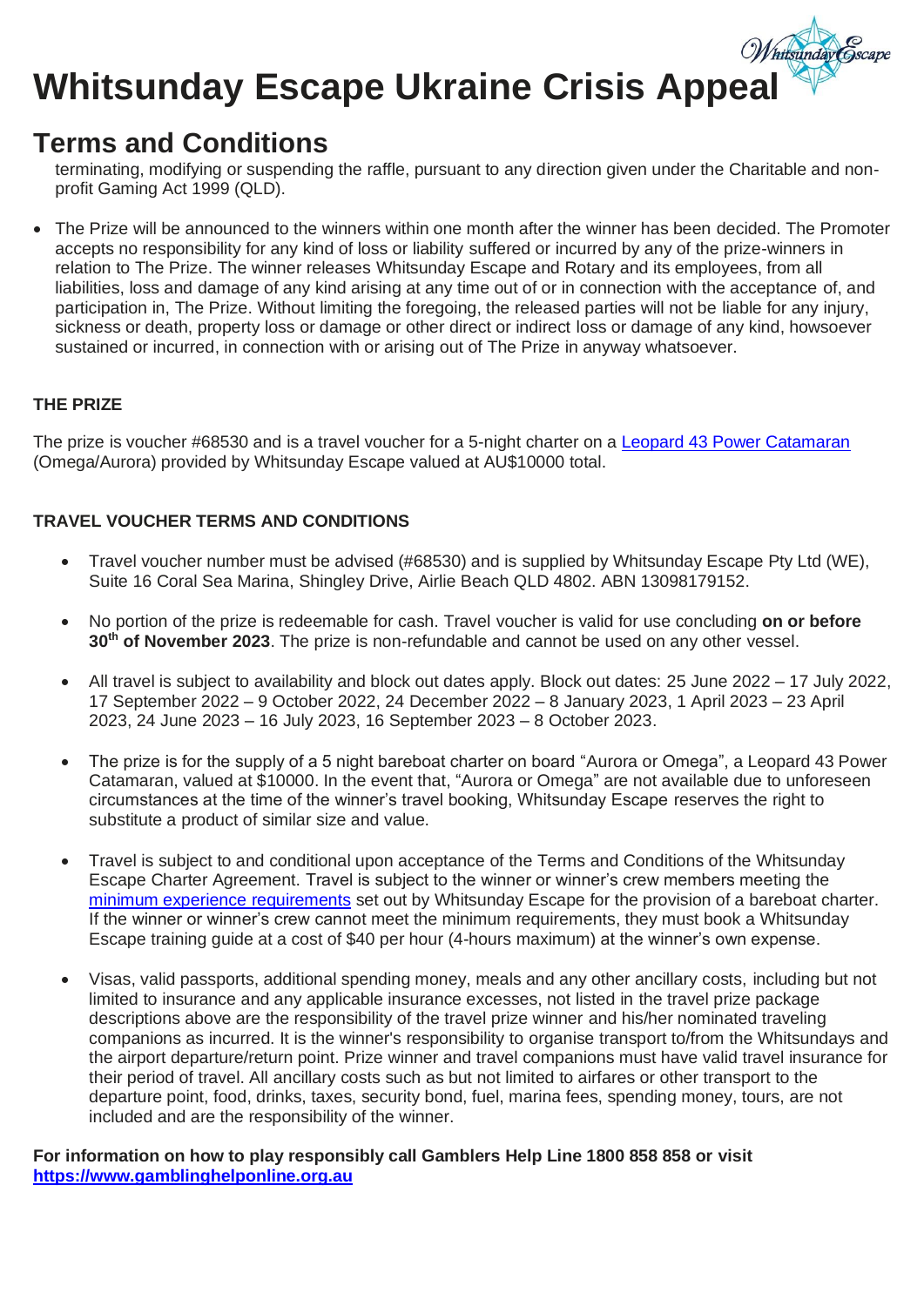# Whitsunday Escape Ukraine Crisis Appeal

## Terms and Conditions

terminating, modifying or suspending the raffle, pursuant to any direction given under the Charitable and non-profit Gaming Act 1999 (QLD).

- The Prize will be announced to the winners within one month after the winner has been decided. The Promoter accepts no responsibility for any kind of loss or liability suffered or incurred by any of the prize-winners in relation to The Prize. The winner releases Whitsunday Escape and Rotary and its employees, from all liabilities, loss and damage of any kind arising at any time out of or in connection with the acceptance of, and participation in, The Prize. Without limiting the foregoing, the released parties will not be liable for any injury, sickness or death, property loss or damage or other direct or indirect loss or damage of any kind, howsoever sustained or incurred, in connection with or arising out of The Prize in anyway whatsoever.

**THE PRIZE**

The prize is voucher #68530 and is a travel voucher for a 5-night charter on a Leopard 43 Power Catamaran (Omega/Aurora) provided by Whitsunday Escape valued at AU$10000 total.

**TRAVEL VOUCHER TERMS AND CONDITIONS**

- Travel voucher number must be advised (#68530) and is supplied by Whitsunday Escape Pty Ltd (WE), Suite 16 Coral Sea Marina, Shingley Drive, Airlie Beach QLD 4802. ABN 13098179152.
- No portion of the prize is redeemable for cash. Travel voucher is valid for use concluding **on or before 30th of November 2023**. The prize is non-refundable and cannot be used on any other vessel.
- All travel is subject to availability and block out dates apply. Block out dates: 25 June 2022 – 17 July 2022, 17 September 2022 – 9 October 2022, 24 December 2022 – 8 January 2023, 1 April 2023 – 23 April 2023, 24 June 2023 – 16 July 2023, 16 September 2023 – 8 October 2023.
- The prize is for the supply of a 5 night bareboat charter on board "Aurora or Omega", a Leopard 43 Power Catamaran, valued at $10000. In the event that, "Aurora or Omega" are not available due to unforeseen circumstances at the time of the winner's travel booking, Whitsunday Escape reserves the right to substitute a product of similar size and value.
- Travel is subject to and conditional upon acceptance of the Terms and Conditions of the Whitsunday Escape Charter Agreement. Travel is subject to the winner or winner's crew members meeting the minimum experience requirements set out by Whitsunday Escape for the provision of a bareboat charter. If the winner or winner's crew cannot meet the minimum requirements, they must book a Whitsunday Escape training guide at a cost of $40 per hour (4-hours maximum) at the winner's own expense.
- Visas, valid passports, additional spending money, meals and any other ancillary costs, including but not limited to insurance and any applicable insurance excesses, not listed in the travel prize package descriptions above are the responsibility of the travel prize winner and his/her nominated traveling companions as incurred. It is the winner's responsibility to organise transport to/from the Whitsundays and the airport departure/return point. Prize winner and travel companions must have valid travel insurance for their period of travel. All ancillary costs such as but not limited to airfares or other transport to the departure point, food, drinks, taxes, security bond, fuel, marina fees, spending money, tours, are not included and are the responsibility of the winner.

**For information on how to play responsibly call Gamblers Help Line 1800 858 858 or visit https://www.gamblinghelponline.org.au**